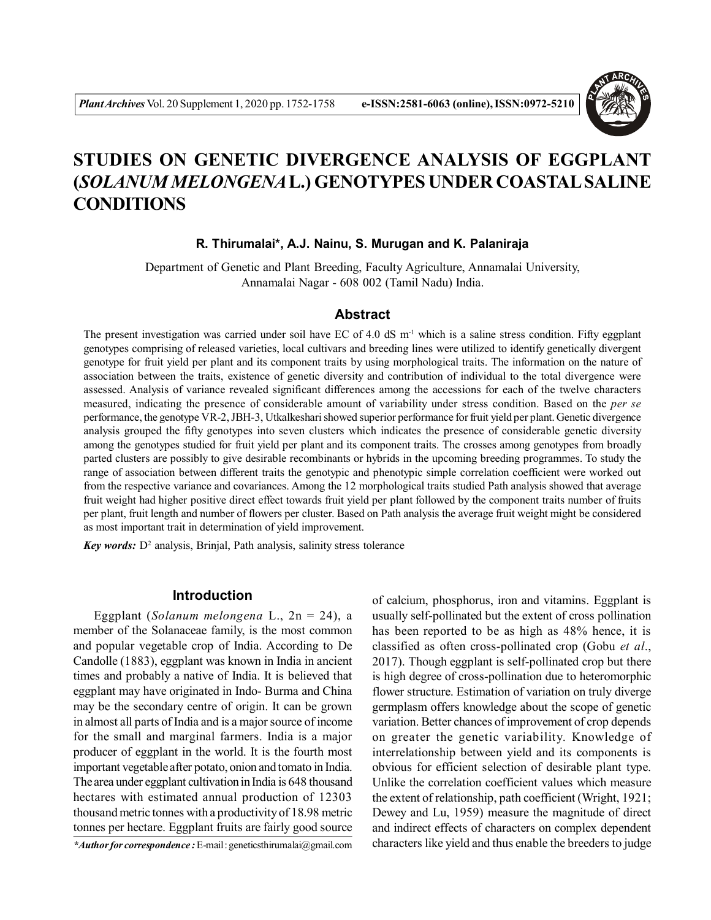# STUDIES ON GENETIC DIVERGENCE ANALYSIS OF EGGPLANT (*SOLANUM MELONGENA* L.) GENOTYPES UNDER COASTAL SALINE CONDITIONS

**R. Thirumalai\*, A.J. Nainu, S. Murugan and K. Palaniraja**

Department of Genetic and Plant Breeding, Faculty Agriculture, Annamalai University, Annamalai Nagar - 608 002 (Tamil Nadu) India.

## Abstract

The present investigation was carried under soil have EC of 4.0 dS $m^{-1}$ which is a saline stress condition. Fifty eggplant genotypes comprising of released varieties, local cultivars and breeding lines were utilized to identify genetically divergent genotype for fruit yield per plant and its component traits by using morphological traits. The information on the nature of association between the traits, existence of genetic diversity and contribution of individual to the total divergence were assessed. Analysis of variance revealed significant differences among the accessions for each of the twelve characters measured, indicating the presence of considerable amount of variability under stress condition. Based on the *per se* performance, the genotype VR-2, JBH-3, Utkalkeshari showed superior performance for fruit yield per plant. Genetic divergence analysis grouped the fifty genotypes into seven clusters which indicates the presence of considerable genetic diversity among the genotypes studied for fruit yield per plant and its component traits. The crosses among genotypes from broadly parted clusters are possibly to give desirable recombinants or hybrids in the upcoming breeding programmes. To study the range of association between different traits the genotypic and phenotypic simple correlation coefficient were worked out from the respective variance and covariances. Among the 12 morphological traits studied Path analysis showed that average fruit weight had higher positive direct effect towards fruit yield per plant followed by the component traits number of fruits per plant, fruit length and number of flowers per cluster. Based on Path analysis the average fruit weight might be considered as most important trait in determination of yield improvement.

***Key words:*** $D^2$ analysis, Brinjal, Path analysis, salinity stress tolerance

## Introduction

Eggplant (*Solanum melongena* L., 2n = 24), a member of the Solanaceae family, is the most common and popular vegetable crop of India. According to De Candolle (1883), eggplant was known in India in ancient times and probably a native of India. It is believed that eggplant may have originated in Indo- Burma and China may be the secondary centre of origin. It can be grown in almost all parts of India and is a major source of income for the small and marginal farmers. India is a major producer of eggplant in the world. It is the fourth most important vegetable after potato, onion and tomato in India. The area under eggplant cultivation in India is 648 thousand hectares with estimated annual production of 12303 thousand metric tonnes with a productivity of 18.98 metric tonnes per hectare. Eggplant fruits are fairly good source of calcium, phosphorus, iron and vitamins. Eggplant is usually self-pollinated but the extent of cross pollination has been reported to be as high as 48% hence, it is classified as often cross-pollinated crop (Gobu *et al*., 2017). Though eggplant is self-pollinated crop but there is high degree of cross-pollination due to heteromorphic flower structure. Estimation of variation on truly diverge germplasm offers knowledge about the scope of genetic variation. Better chances of improvement of crop depends on greater the genetic variability. Knowledge of interrelationship between yield and its components is obvious for efficient selection of desirable plant type. Unlike the correlation coefficient values which measure the extent of relationship, path coefficient (Wright, 1921; Dewey and Lu, 1959) measure the magnitude of direct and indirect effects of characters on complex dependent characters like yield and thus enable the breeders to judge

*\*Author for correspondence :* E-mail : geneticsthirumalai@gmail.com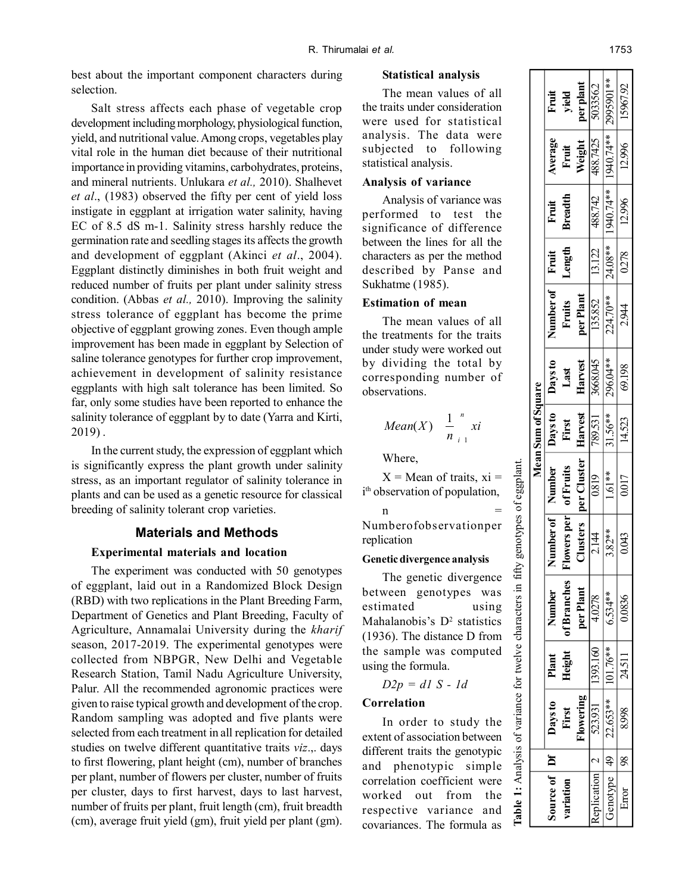best about the important component characters during selection.

Salt stress affects each phase of vegetable crop development including morphology, physiological function, yield, and nutritional value. Among crops, vegetables play vital role in the human diet because of their nutritional importance in providing vitamins, carbohydrates, proteins, and mineral nutrients. Unlukara *et al.,* 2010). Shalhevet *et al*., (1983) observed the fifty per cent of yield loss instigate in eggplant at irrigation water salinity, having EC of 8.5 dS m-1. Salinity stress harshly reduce the germination rate and seedling stages its affects the growth and development of eggplant (Akinci *et al*., 2004). Eggplant distinctly diminishes in both fruit weight and reduced number of fruits per plant under salinity stress condition. (Abbas *et al.,* 2010). Improving the salinity stress tolerance of eggplant has become the prime objective of eggplant growing zones. Even though ample improvement has been made in eggplant by Selection of saline tolerance genotypes for further crop improvement, achievement in development of salinity resistance eggplants with high salt tolerance has been limited. So far, only some studies have been reported to enhance the salinity tolerance of eggplant by to date (Yarra and Kirti, 2019) .

In the current study, the expression of eggplant which is significantly express the plant growth under salinity stress, as an important regulator of salinity tolerance in plants and can be used as a genetic resource for classical breeding of salinity tolerant crop varieties.

## Materials and Methods

### Experimental materials and location

The experiment was conducted with 50 genotypes of eggplant, laid out in a Randomized Block Design (RBD) with two replications in the Plant Breeding Farm, Department of Genetics and Plant Breeding, Faculty of Agriculture, Annamalai University during the *kharif* season, 2017-2019. The experimental genotypes were collected from NBPGR, New Delhi and Vegetable Research Station, Tamil Nadu Agriculture University, Palur. All the recommended agronomic practices were given to raise typical growth and development of the crop. Random sampling was adopted and five plants were selected from each treatment in all replication for detailed studies on twelve different quantitative traits *viz*.,. days to first flowering, plant height (cm), number of branches per plant, number of flowers per cluster, number of fruits per cluster, days to first harvest, days to last harvest, number of fruits per plant, fruit length (cm), fruit breadth (cm), average fruit yield (gm), fruit yield per plant (gm).

### Statistical analysis

The mean values of all the traits under consideration were used for statistical analysis. The data were subjected to following statistical analysis.

### Analysis of variance

Analysis of variance was performed to test the significance of difference between the lines for all the characters as per the method described by Panse and Sukhatme (1985).

### Estimation of mean

The mean values of all the treatments for the traits under study were worked out by dividing the total by corresponding number of observations.

$$Mean(X) \quad \frac{1}{n} \sum_{i\ 1}^{n} xi$$

Where,

X = Mean of traits, xi = i[th] observation of population,

n = Numberofobservationper replication

#### Genetic divergence analysis

The genetic divergence between genotypes was estimated using Mahalanobis's $D^2$ statistics (1936). The distance D from the sample was computed using the formula.

$D2p = d1\ S - 1d$

### Correlation

In order to study the extent of association between different traits the genotypic and phenotypic simple correlation coefficient were worked out from the respective variance and covariances. The formula as

**Table 1:** Analysis of variance for twelve characters in fifty genotypes of eggplant.

| Source of variation | Df | Mean Sum of Square | | | | | | | | | | | |
|---|---|---|---|---|---|---|---|---|---|---|---|---|---|
| | | Days to First Flowering | Plant Height | Number of Branches per Plant | Number of Flowers per Clusters | Number of Fruits per Cluster | Days to First Harvest | Days to Last Harvest | Number of Fruits per Plant | Fruit Length | Fruit Breadth | Average Fruit Weight | Fruit yield per plant |
| Replication | 2 | 523.931 | 1393.160 | 4.0278 | 2.144 | 0.819 | 789.531 | 3668.045 | 135.852 | 13.122 | 488.742 | 488.7425 | 503356.2 |
| Genotype | 49 | 22.653** | 101.76** | 6.534** | 3.82** | 1.61** | 31.56** | 296.04** | 224.70** | 24.08** | 1940.74** | 1940.74** | 2995901** |
| Error | 98 | 8.998 | 24.511 | 0.0836 | 0.043 | 0.017 | 14.523 | 69.198 | 2.944 | 0.278 | 12.996 | 12.996 | 15967.92 |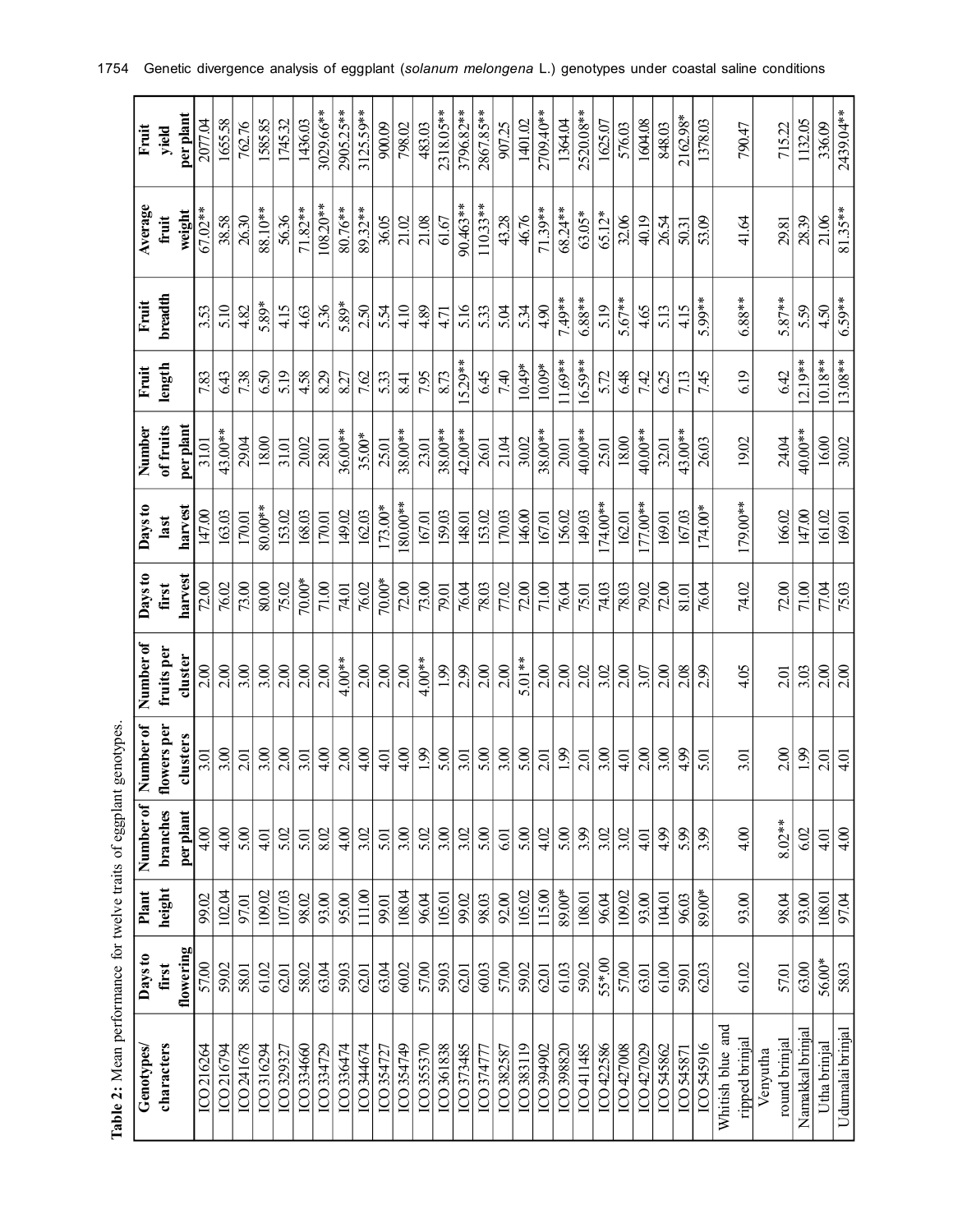**Table 2:** Mean performance for twelve traits of eggplant genotypes.

| Genotypes/ characters | Days to first flowering | Plant height | Number of branches per plant | Number of flowers per clusters | Number of fruits per cluster | Days to first harvest | Days to last harvest | Number of fruits per plant | Fruit length | Fruit breadth | Average fruit weight | Fruit yield per plant |
|---|---|---|---|---|---|---|---|---|---|---|---|---|
| ICO 216264 | 57.00 | 99.02 | 4.00 | 3.01 | 2.00 | 72.00 | 147.00 | 31.01 | 7.83 | 3.53 | 67.02** | 2077.04 |
| ICO 216794 | 59.02 | 102.04 | 4.00 | 3.00 | 2.00 | 76.02 | 163.03 | 43.00** | 6.43 | 5.10 | 38.58 | 1655.58 |
| ICO 241678 | 58.01 | 97.01 | 5.00 | 2.01 | 3.00 | 73.00 | 170.01 | 29.04 | 7.38 | 4.82 | 26.30 | 762.76 |
| ICO 316294 | 61.02 | 109.02 | 4.01 | 3.00 | 3.00 | 80.00 | 80.00** | 18.00 | 6.50 | 5.89* | 88.10** | 1585.85 |
| ICO 329327 | 62.01 | 107.03 | 5.02 | 2.00 | 2.00 | 75.02 | 153.02 | 31.01 | 5.19 | 4.15 | 56.36 | 1745.32 |
| ICO 334660 | 58.02 | 98.02 | 5.01 | 3.01 | 2.00 | 70.00* | 168.03 | 20.02 | 4.58 | 4.63 | 71.82** | 1436.03 |
| ICO 334729 | 63.04 | 93.00 | 8.02 | 4.00 | 2.00 | 71.00 | 170.01 | 28.01 | 8.29 | 5.36 | 108.20** | 3029.66** |
| ICO 336474 | 59.03 | 95.00 | 4.00 | 2.00 | 4.00** | 74.01 | 149.02 | 36.00** | 8.27 | 5.89* | 80.76** | 2905.25** |
| ICO 344674 | 62.01 | 111.00 | 3.02 | 4.00 | 2.00 | 76.02 | 162.03 | 35.00* | 7.62 | 2.50 | 89.32** | 3125.59** |
| ICO 354727 | 63.04 | 99.01 | 5.01 | 4.01 | 2.00 | 70.00* | 173.00* | 25.01 | 5.33 | 5.54 | 36.05 | 900.09 |
| ICO 354749 | 60.02 | 108.04 | 3.00 | 4.00 | 2.00 | 72.00 | 180.00** | 38.00** | 8.41 | 4.10 | 21.02 | 798.02 |
| ICO 355370 | 57.00 | 96.04 | 5.02 | 1.99 | 4.00** | 73.00 | 167.01 | 23.01 | 7.95 | 4.89 | 21.08 | 483.03 |
| ICO 361838 | 59.03 | 105.01 | 3.00 | 5.00 | 1.99 | 79.01 | 159.03 | 38.00** | 8.73 | 4.71 | 61.67 | 2318.05** |
| ICO 373485 | 62.01 | 99.02 | 3.02 | 3.01 | 2.99 | 76.04 | 148.01 | 42.00** | 15.29** | 5.16 | 90.463** | 3796.82** |
| ICO 374777 | 60.03 | 98.03 | 5.00 | 5.00 | 2.00 | 78.03 | 153.02 | 26.01 | 6.45 | 5.33 | 110.33** | 2867.85** |
| ICO 382587 | 57.00 | 92.00 | 6.01 | 3.00 | 2.00 | 77.02 | 170.03 | 21.04 | 7.40 | 5.04 | 43.28 | 907.25 |
| ICO 383119 | 59.02 | 105.02 | 5.00 | 5.00 | 5.01** | 72.00 | 146.00 | 30.02 | 10.49* | 5.34 | 46.76 | 1401.02 |
| ICO 394902 | 62.01 | 115.00 | 4.02 | 2.01 | 2.00 | 71.00 | 167.01 | 38.00** | 10.09* | 4.90 | 71.39** | 2709.40** |
| ICO 398820 | 61.03 | 89.00* | 5.00 | 1.99 | 2.00 | 76.04 | 156.02 | 20.01 | 11.69** | 7.49** | 68.24** | 1364.04 |
| ICO 411485 | 59.02 | 108.01 | 3.99 | 2.01 | 2.02 | 75.01 | 149.03 | 40.00** | 16.59** | 6.88** | 63.05* | 2520.08** |
| ICO 422586 | 55*.00 | 96.04 | 3.02 | 3.00 | 3.02 | 74.03 | 174.00** | 25.01 | 5.72 | 5.19 | 65.12* | 1625.07 |
| ICO 427008 | 57.00 | 109.02 | 3.02 | 4.01 | 2.00 | 78.03 | 162.01 | 18.00 | 6.48 | 5.67** | 32.06 | 576.03 |
| ICO 427029 | 63.01 | 93.00 | 4.01 | 2.00 | 3.07 | 79.02 | 177.00** | 40.00** | 7.42 | 4.65 | 40.19 | 1604.08 |
| ICO 545862 | 61.00 | 104.01 | 4.99 | 3.00 | 2.00 | 72.00 | 169.01 | 32.01 | 6.25 | 5.13 | 26.54 | 848.03 |
| ICO 545871 | 59.01 | 96.03 | 5.99 | 4.99 | 2.08 | 81.01 | 167.03 | 43.00** | 7.13 | 4.15 | 50.31 | 2162.98* |
| ICO 545916 | 62.03 | 89.00* | 3.99 | 5.01 | 2.99 | 76.04 | 174.00* | 26.03 | 7.45 | 5.99** | 53.09 | 1378.03 |
| Whitish blue and ripped brinjal | 61.02 | 93.00 | 4.00 | 3.01 | 4.05 | 74.02 | 179.00** | 19.02 | 6.19 | 6.88** | 41.64 | 790.47 |
| Venyutha round brinjal | 57.01 | 98.04 | 8.02** | 2.00 | 2.01 | 72.00 | 166.02 | 24.04 | 6.42 | 5.87** | 29.81 | 715.22 |
| Namakkal brinjal | 63.00 | 93.00 | 6.02 | 1.99 | 3.03 | 71.00 | 147.00 | 40.00** | 12.19** | 5.59 | 28.39 | 1132.05 |
| Utha brinjal | 56.00* | 108.01 | 4.01 | 2.01 | 2.00 | 77.04 | 161.02 | 16.00 | 10.18** | 4.50 | 21.06 | 336.09 |
| Udumalai brinjal | 58.03 | 97.04 | 4.00 | 4.01 | 2.00 | 75.03 | 169.01 | 30.02 | 13.08** | 6.59** | 81.35** | 2439.04** |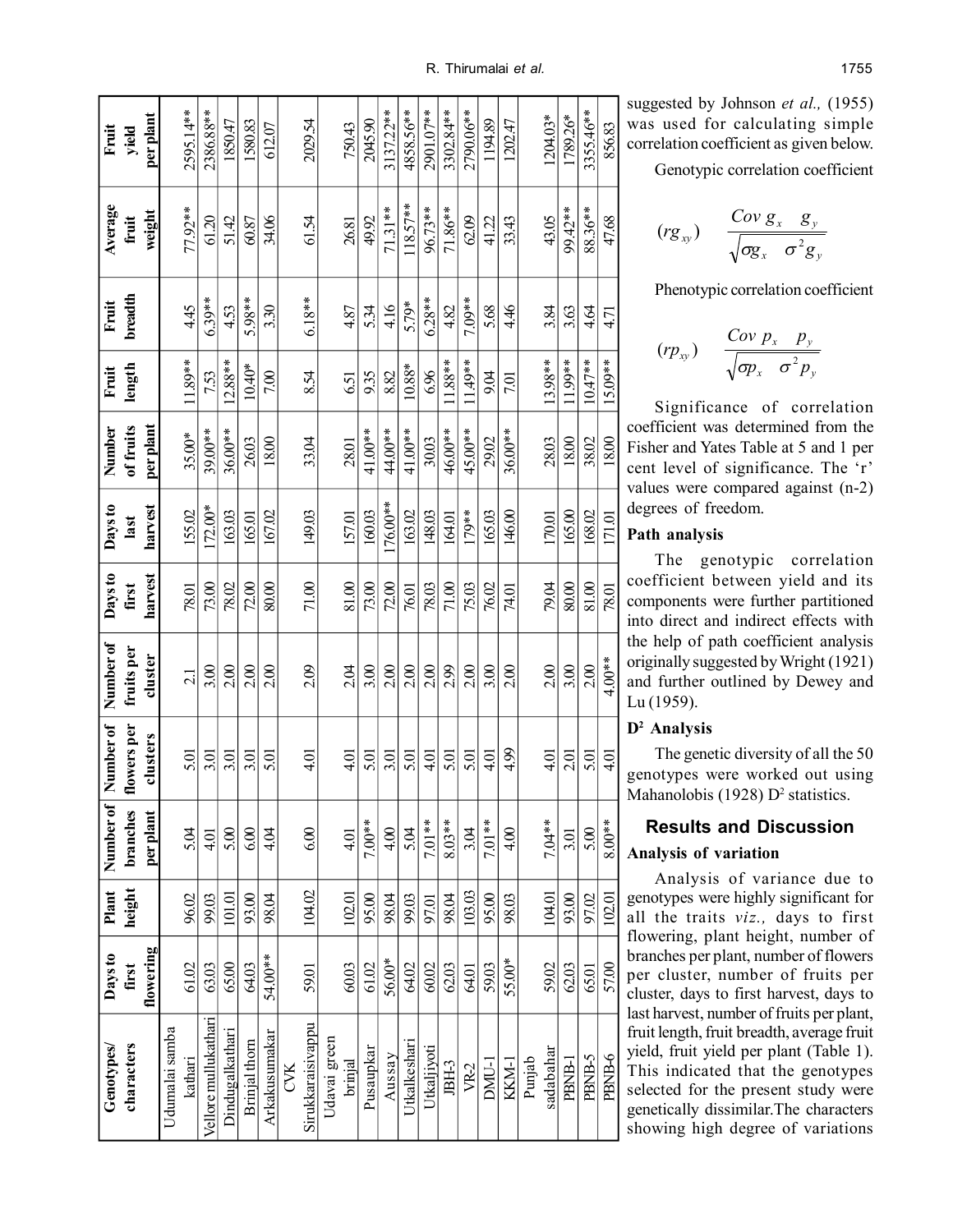| Genotypes/ characters | Days to first flowering | Plant height | Number of branches per plant | Number of flowers per clusters | Number of fruits per cluster | Days to first harvest | Days to last harvest | Number of fruits per plant | Fruit length | Fruit breadth | Average fruit weight | Fruit yield per plant |
|---|---|---|---|---|---|---|---|---|---|---|---|---|
| Udumalai samba kathari | 61.02 | 96.02 | 5.04 | 5.01 | 2.1 | 78.01 | 155.02 | 35.00* | 11.89** | 4.45 | 77.92** | 2595.14** |
| Vellore mullukathari | 63.03 | 99.03 | 4.01 | 3.01 | 3.00 | 73.00 | 172.00* | 39.00** | 7.53 | 6.39** | 61.20 | 2386.88** |
| Dindugalkathari | 65.00 | 101.01 | 5.00 | 3.01 | 2.00 | 78.02 | 163.03 | 36.00** | 12.88** | 4.53 | 51.42 | 1850.47 |
| Brinjal thorn | 64.03 | 93.00 | 6.00 | 3.01 | 2.00 | 72.00 | 165.01 | 26.03 | 10.40* | 5.98** | 60.87 | 1580.83 |
| Arkakusumakar | 54.00** | 98.04 | 4.04 | 5.01 | 2.00 | 80.00 | 167.02 | 18.00 | 7.00 | 3.30 | 34.06 | 612.07 |
| CVK Sirukkaraisivappu | 59.01 | 104.02 | 6.00 | 4.01 | 2.09 | 71.00 | 149.03 | 33.04 | 8.54 | 6.18** | 61.54 | 2029.54 |
| Udavai green brinjal | 60.03 | 102.01 | 4.01 | 4.01 | 2.04 | 81.00 | 157.01 | 28.01 | 6.51 | 4.87 | 26.81 | 750.43 |
| Pusaupkar | 61.02 | 95.00 | 7.00** | 5.01 | 3.00 | 73.00 | 160.03 | 41.00** | 9.35 | 5.34 | 49.92 | 2045.90 |
| Aussay | 56.00* | 98.04 | 4.00 | 3.01 | 2.00 | 72.00 | 176.00** | 44.00** | 8.82 | 4.16 | 71.31** | 3137.22** |
| Utkalkeshari | 64.02 | 99.03 | 5.04 | 5.01 | 2.00 | 76.01 | 163.02 | 41.00** | 10.88* | 5.79* | 118.57** | 4858.56** |
| Utkaljiyoti | 60.02 | 97.01 | 7.01** | 4.01 | 2.00 | 78.03 | 148.03 | 30.03 | 6.96 | 6.28** | 96.73** | 2901.07** |
| JBH-3 | 62.03 | 98.04 | 8.03** | 5.01 | 2.99 | 71.00 | 164.01 | 46.00** | 11.88** | 4.82 | 71.86** | 3302.84** |
| VR-2 | 64.01 | 103.03 | 3.04 | 5.01 | 2.00 | 75.03 | 179** | 45.00** | 11.49** | 7.09** | 62.09 | 2790.06** |
| DMU-1 | 59.03 | 95.00 | 7.01** | 4.01 | 3.00 | 76.02 | 165.03 | 29.02 | 9.04 | 5.68 | 41.22 | 1194.89 |
| KKM-1 | 55.00* | 98.03 | 4.00 | 4.99 | 2.00 | 74.01 | 146.00 | 36.00** | 7.01 | 4.46 | 33.43 | 1202.47 |
| Punjab sadabahar | 59.02 | 104.01 | 7.04** | 4.01 | 2.00 | 79.04 | 170.01 | 28.03 | 13.98** | 3.84 | 43.05 | 1204.03* |
| PBNB-1 | 62.03 | 93.00 | 3.01 | 2.01 | 3.00 | 80.00 | 165.00 | 18.00 | 11.99** | 3.63 | 99.42** | 1789.26* |
| PBNB-5 | 65.01 | 97.02 | 5.00 | 5.01 | 2.00 | 81.00 | 168.02 | 38.02 | 10.47** | 4.64 | 88.36** | 3355.46** |
| PBNB-6 | 57.00 | 102.01 | 8.00** | 4.01 | 4.00** | 78.01 | 171.01 | 18.00 | 15.09** | 4.71 | 47.68 | 856.83 |

suggested by Johnson *et al.,* (1955) was used for calculating simple correlation coefficient as given below.

Genotypic correlation coefficient

$$(rg_{xy}) \quad \frac{Cov\ g_x \quad g_y}{\sqrt{\sigma g_x \quad \sigma^2 g_y}}$$

Phenotypic correlation coefficient

$$(rp_{xy}) \quad \frac{Cov\ p_x \quad p_y}{\sqrt{\sigma p_x \quad \sigma^2 p_y}}$$

Significance of correlation coefficient was determined from the Fisher and Yates Table at 5 and 1 per cent level of significance. The 'r' values were compared against (n-2) degrees of freedom.

### Path analysis

The genotypic correlation coefficient between yield and its components were further partitioned into direct and indirect effects with the help of path coefficient analysis originally suggested by Wright (1921) and further outlined by Dewey and Lu (1959).

### $D^2$ Analysis

The genetic diversity of all the 50 genotypes were worked out using Mahanolobis (1928) $D^2$ statistics.

## Results and Discussion

### Analysis of variation

Analysis of variance due to genotypes were highly significant for all the traits *viz.,* days to first flowering, plant height, number of branches per plant, number of flowers per cluster, number of fruits per cluster, days to first harvest, days to last harvest, number of fruits per plant, fruit length, fruit breadth, average fruit yield, fruit yield per plant (Table 1). This indicated that the genotypes selected for the present study were genetically dissimilar.The characters showing high degree of variations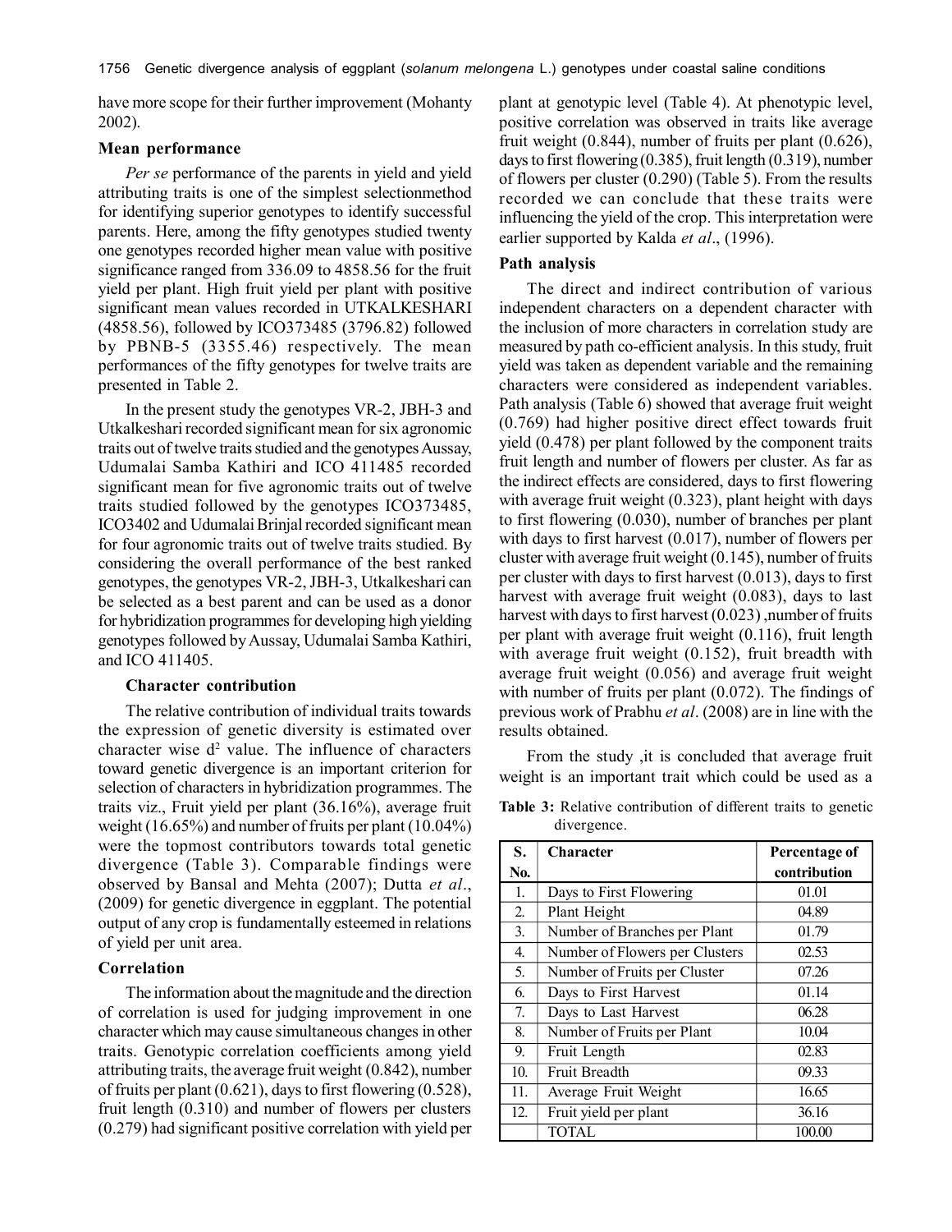have more scope for their further improvement (Mohanty 2002).

### Mean performance

*Per se* performance of the parents in yield and yield attributing traits is one of the simplest selectionmethod for identifying superior genotypes to identify successful parents. Here, among the fifty genotypes studied twenty one genotypes recorded higher mean value with positive significance ranged from 336.09 to 4858.56 for the fruit yield per plant. High fruit yield per plant with positive significant mean values recorded in UTKALKESHARI (4858.56), followed by ICO373485 (3796.82) followed by PBNB-5 (3355.46) respectively. The mean performances of the fifty genotypes for twelve traits are presented in Table 2.

In the present study the genotypes VR-2, JBH-3 and Utkalkeshari recorded significant mean for six agronomic traits out of twelve traits studied and the genotypes Aussay, Udumalai Samba Kathiri and ICO 411485 recorded significant mean for five agronomic traits out of twelve traits studied followed by the genotypes ICO373485, ICO3402 and Udumalai Brinjal recorded significant mean for four agronomic traits out of twelve traits studied. By considering the overall performance of the best ranked genotypes, the genotypes VR-2, JBH-3, Utkalkeshari can be selected as a best parent and can be used as a donor for hybridization programmes for developing high yielding genotypes followed by Aussay, Udumalai Samba Kathiri, and ICO 411405.

### Character contribution

The relative contribution of individual traits towards the expression of genetic diversity is estimated over character wise $d^2$ value. The influence of characters toward genetic divergence is an important criterion for selection of characters in hybridization programmes. The traits viz., Fruit yield per plant (36.16%), average fruit weight (16.65%) and number of fruits per plant (10.04%) were the topmost contributors towards total genetic divergence (Table 3). Comparable findings were observed by Bansal and Mehta (2007); Dutta *et al*., (2009) for genetic divergence in eggplant. The potential output of any crop is fundamentally esteemed in relations of yield per unit area.

### Correlation

The information about the magnitude and the direction of correlation is used for judging improvement in one character which may cause simultaneous changes in other traits. Genotypic correlation coefficients among yield attributing traits, the average fruit weight (0.842), number of fruits per plant (0.621), days to first flowering (0.528), fruit length (0.310) and number of flowers per clusters (0.279) had significant positive correlation with yield per plant at genotypic level (Table 4). At phenotypic level, positive correlation was observed in traits like average fruit weight (0.844), number of fruits per plant (0.626), days to first flowering (0.385), fruit length (0.319), number of flowers per cluster (0.290) (Table 5). From the results recorded we can conclude that these traits were influencing the yield of the crop. This interpretation were earlier supported by Kalda *et al*., (1996).

### Path analysis

The direct and indirect contribution of various independent characters on a dependent character with the inclusion of more characters in correlation study are measured by path co-efficient analysis. In this study, fruit yield was taken as dependent variable and the remaining characters were considered as independent variables. Path analysis (Table 6) showed that average fruit weight (0.769) had higher positive direct effect towards fruit yield (0.478) per plant followed by the component traits fruit length and number of flowers per cluster. As far as the indirect effects are considered, days to first flowering with average fruit weight (0.323), plant height with days to first flowering (0.030), number of branches per plant with days to first harvest (0.017), number of flowers per cluster with average fruit weight (0.145), number of fruits per cluster with days to first harvest (0.013), days to first harvest with average fruit weight (0.083), days to last harvest with days to first harvest (0.023) ,number of fruits per plant with average fruit weight (0.116), fruit length with average fruit weight (0.152), fruit breadth with average fruit weight (0.056) and average fruit weight with number of fruits per plant (0.072). The findings of previous work of Prabhu *et al*. (2008) are in line with the results obtained.

From the study ,it is concluded that average fruit weight is an important trait which could be used as a

**Table 3:** Relative contribution of different traits to genetic divergence.

| S. No. | Character | Percentage of contribution |
|---|---|---|
| 1. | Days to First Flowering | 01.01 |
| 2. | Plant Height | 04.89 |
| 3. | Number of Branches per Plant | 01.79 |
| 4. | Number of Flowers per Clusters | 02.53 |
| 5. | Number of Fruits per Cluster | 07.26 |
| 6. | Days to First Harvest | 01.14 |
| 7. | Days to Last Harvest | 06.28 |
| 8. | Number of Fruits per Plant | 10.04 |
| 9. | Fruit Length | 02.83 |
| 10. | Fruit Breadth | 09.33 |
| 11. | Average Fruit Weight | 16.65 |
| 12. | Fruit yield per plant | 36.16 |
| | TOTAL | 100.00 |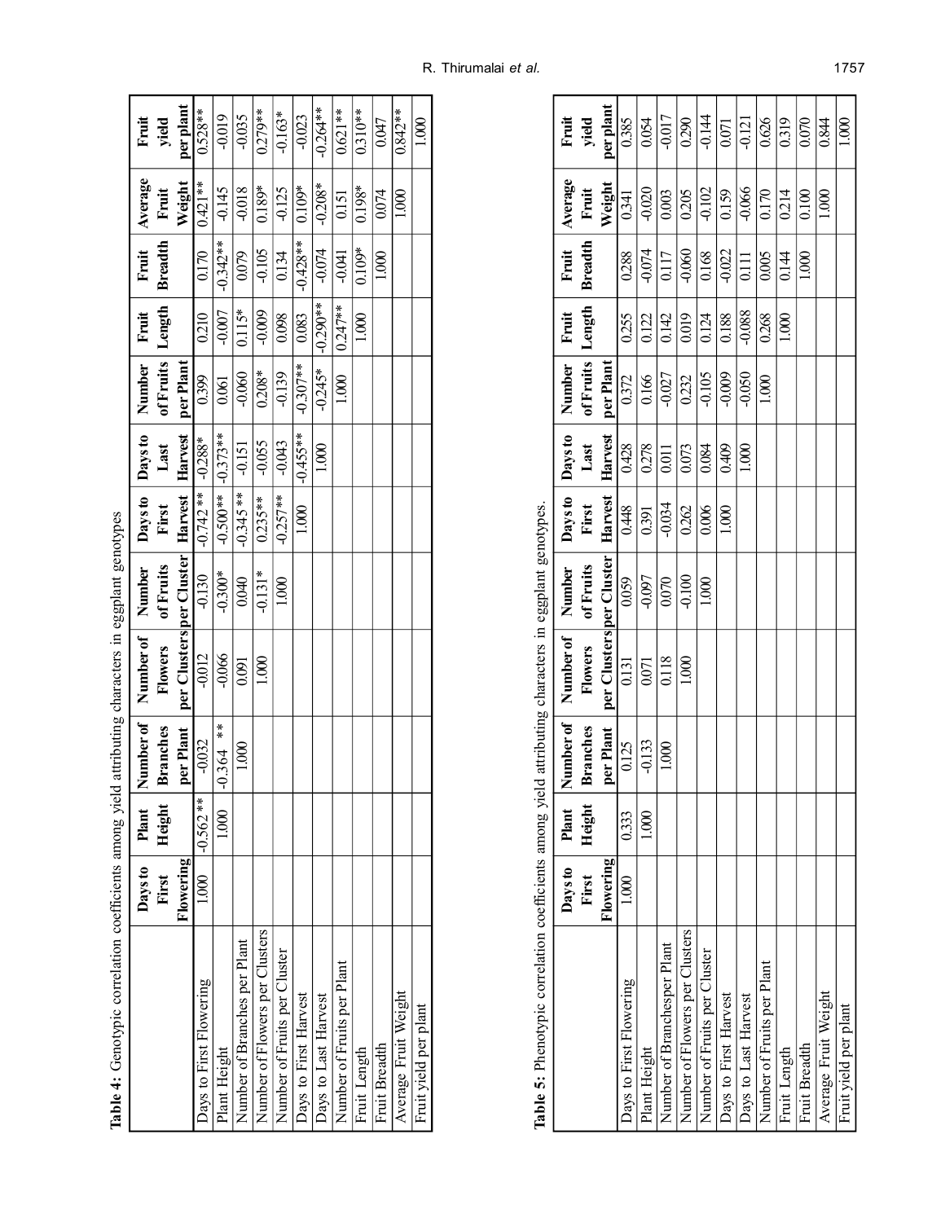**Table 4:** Genotypic correlation coefficients among yield attributing characters in eggplant genotypes

| | Days to First Flowering | Plant Height | Number of Branches per Plant | Number of Flowers per Clusters | Number of Fruits per Cluster | Days to First Harvest | Days to Last Harvest | Number of Fruits per Plant | Fruit Length | Fruit Breadth | Average Fruit Weight | Fruit yield per plant |
|---|---|---|---|---|---|---|---|---|---|---|---|---|
| Days to First Flowering | 1.000 | -0.562 ** | -0.032 | -0.012 | -0.130 | -0.742 ** | -0.288* | 0.399 | 0.210 | 0.170 | 0.421** | 0.528** |
| Plant Height | | 1.000 | -0.364 ** | -0.066 | -0.300* | -0.500** | -0.373** | 0.061 | -0.007 | -0.342** | -0.145 | -0.019 |
| Number of Branches per Plant | | | 1.000 | 0.091 | 0.040 | -0.345 ** | -0.151 | -0.060 | 0.115* | 0.079 | -0.018 | -0.035 |
| Number of Flowers per Clusters | | | | 1.000 | -0.131* | 0.235** | -0.055 | 0.208* | -0.009 | -0.105 | 0.189* | 0.279** |
| Number of Fruits per Cluster | | | | | 1.000 | -0.257** | -0.043 | -0.139 | 0.098 | 0.134 | -0.125 | -0.163* |
| Days to First Harvest | | | | | | 1.000 | -0.455** | -0.307** | 0.083 | -0.428** | 0.109* | -0.023 |
| Days to Last Harvest | | | | | | | 1.000 | -0.245* | -0.290** | -0.074 | -0.208* | -0.264** |
| Number of Fruits per Plant | | | | | | | | 1.000 | 0.247** | -0.041 | 0.151 | 0.621** |
| Fruit Length | | | | | | | | | 1.000 | 0.109* | 0.198* | 0.310** |
| Fruit Breadth | | | | | | | | | | 1.000 | 0.074 | 0.047 |
| Average Fruit Weight | | | | | | | | | | | 1.000 | 0.842** |
| Fruit yield per plant | | | | | | | | | | | | 1.000 |

**Table 5:** Phenotypic correlation coefficients among yield attributing characters in eggplant genotypes.

| | Days to First Flowering | Plant Height | Number of Branches per Plant | Number of Flowers per Clusters | Number of Fruits per Cluster | Days to First Harvest | Days to Last Harvest | Number of Fruits per Plant | Fruit Length | Fruit Breadth | Average Fruit Weight | Fruit yield per plant |
|---|---|---|---|---|---|---|---|---|---|---|---|---|
| Days to First Flowering | 1.000 | 0.333 | 0.125 | 0.131 | 0.059 | 0.448 | 0.428 | 0.372 | 0.255 | 0.288 | 0.341 | 0.385 |
| Plant Height | | 1.000 | -0.133 | 0.071 | -0.097 | 0.391 | 0.278 | 0.166 | 0.122 | -0.074 | -0.020 | 0.054 |
| Number of Branchesper Plant | | | 1.000 | 0.118 | 0.070 | -0.034 | 0.011 | -0.027 | 0.142 | 0.117 | 0.003 | -0.017 |
| Number of Flowers per Clusters | | | | 1.000 | -0.100 | 0.262 | 0.073 | 0.232 | 0.019 | -0.060 | 0.205 | 0.290 |
| Number of Fruits per Cluster | | | | | 1.000 | 0.006 | 0.084 | -0.105 | 0.124 | 0.168 | -0.102 | -0.144 |
| Days to First Harvest | | | | | | 1.000 | 0.409 | -0.009 | 0.188 | -0.022 | 0.159 | 0.071 |
| Days to Last Harvest | | | | | | | 1.000 | -0.050 | -0.088 | 0.111 | -0.066 | -0.121 |
| Number of Fruits per Plant | | | | | | | | 1.000 | 0.268 | 0.005 | 0.170 | 0.626 |
| Fruit Length | | | | | | | | | 1.000 | 0.144 | 0.214 | 0.319 |
| Fruit Breadth | | | | | | | | | | 1.000 | 0.100 | 0.070 |
| Average Fruit Weight | | | | | | | | | | | 1.000 | 0.844 |
| Fruit yield per plant | | | | | | | | | | | | 1.000 |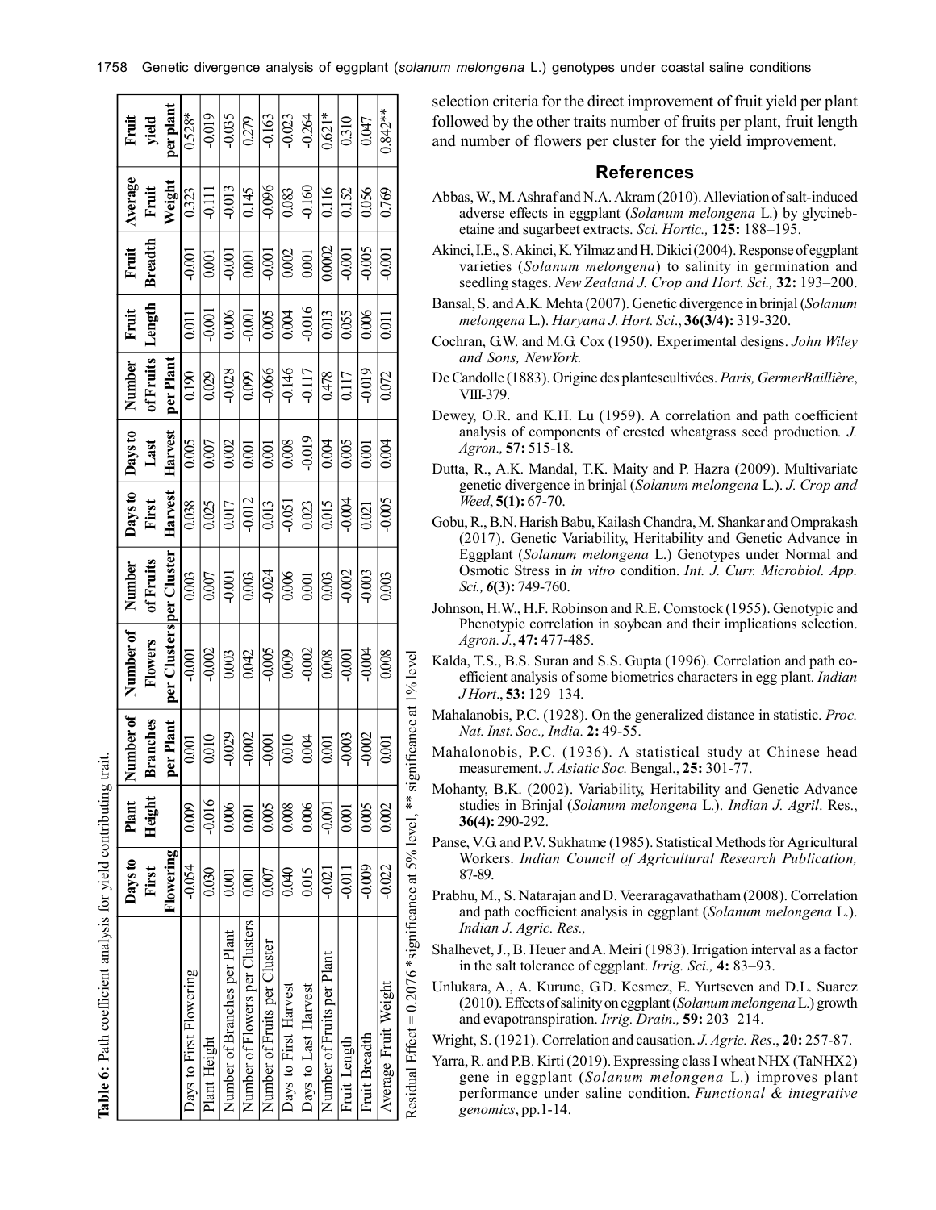**Table 6:** Path coefficient analysis for yield contributing trait.

| | Days to First Flowering | Plant Height | Number of Branches per Plant | Number of Flowers per Clusters | Number of Fruits per Cluster | Days to First Harvest | Days to Last Harvest | Number of Fruits per Plant | Fruit Length | Fruit Breadth | Average Fruit Weight | Fruit yield per plant |
|---|---|---|---|---|---|---|---|---|---|---|---|---|
| Days to First Flowering | -0.054 | 0.009 | 0.001 | -0.001 | 0.003 | 0.038 | 0.005 | 0.190 | 0.011 | -0.001 | 0.323 | 0.528* |
| Plant Height | 0.030 | -0.016 | 0.010 | -0.002 | 0.007 | 0.025 | 0.007 | 0.029 | -0.001 | 0.001 | -0.111 | -0.019 |
| Number of Branches per Plant | 0.001 | 0.006 | -0.029 | 0.003 | -0.001 | 0.017 | 0.002 | -0.028 | 0.006 | -0.001 | -0.013 | -0.035 |
| Number of Flowers per Clusters | 0.001 | 0.001 | -0.002 | 0.042 | 0.003 | -0.012 | 0.001 | 0.099 | -0.001 | 0.001 | 0.145 | 0.279 |
| Number of Fruits per Cluster | 0.007 | 0.005 | -0.001 | -0.005 | -0.024 | 0.013 | 0.001 | -0.066 | 0.005 | -0.001 | -0.096 | -0.163 |
| Days to First Harvest | 0.040 | 0.008 | 0.010 | 0.009 | 0.006 | -0.051 | 0.008 | -0.146 | 0.004 | 0.002 | 0.083 | -0.023 |
| Days to Last Harvest | 0.015 | 0.006 | 0.004 | -0.002 | 0.001 | 0.023 | -0.019 | -0.117 | -0.016 | 0.001 | -0.160 | -0.264 |
| Number of Fruits per Plant | -0.021 | -0.001 | 0.001 | 0.008 | 0.003 | 0.015 | 0.004 | 0.478 | 0.013 | 0.0002 | 0.116 | 0.621* |
| Fruit Length | -0.011 | 0.001 | -0.003 | -0.001 | -0.002 | -0.004 | 0.005 | 0.117 | 0.055 | -0.001 | 0.152 | 0.310 |
| Fruit Breadth | -0.009 | 0.005 | -0.002 | -0.004 | -0.003 | 0.021 | 0.001 | -0.019 | 0.006 | -0.005 | 0.056 | 0.047 |
| Average Fruit Weight | -0.022 | 0.002 | 0.001 | 0.008 | 0.003 | -0.005 | 0.004 | 0.072 | 0.011 | -0.001 | 0.769 | 0.842** |

Residual Effect = 0.2076 *significance at 5% level, ** significance at 1% level

selection criteria for the direct improvement of fruit yield per plant followed by the other traits number of fruits per plant, fruit length and number of flowers per cluster for the yield improvement.

## References

Abbas, W., M. Ashraf and N.A. Akram (2010). Alleviation of salt-induced adverse effects in eggplant (*Solanum melongena* L.) by glycinebetaine and sugarbeet extracts. *Sci. Hortic.,* **125:** 188–195.

Akinci, I.E., S. Akinci, K. Yilmaz and H. Dikici (2004). Response of eggplant varieties (*Solanum melongena*) to salinity in germination and seedling stages. *New Zealand J. Crop and Hort. Sci.,* **32:** 193–200.

Bansal, S. and A.K. Mehta (2007). Genetic divergence in brinjal (*Solanum melongena* L.). *Haryana J. Hort. Sci*., **36(3/4):** 319-320.

Cochran, G.W. and M.G. Cox (1950). Experimental designs. *John Wiley and Sons, NewYork.*

De Candolle (1883). Origine des plantescultivées. *Paris, GermerBaillière*, VIII-379.

Dewey, O.R. and K.H. Lu (1959). A correlation and path coefficient analysis of components of crested wheatgrass seed production. *J. Agron.,* **57:** 515-18.

Dutta, R., A.K. Mandal, T.K. Maity and P. Hazra (2009). Multivariate genetic divergence in brinjal (*Solanum melongena* L.). *J. Crop and Weed*, **5(1):** 67-70.

Gobu, R., B.N. Harish Babu, Kailash Chandra, M. Shankar and Omprakash (2017). Genetic Variability, Heritability and Genetic Advance in Eggplant (*Solanum melongena* L.) Genotypes under Normal and Osmotic Stress in *in vitro* condition. *Int. J. Curr. Microbiol. App. Sci., 6***(3):** 749-760.

Johnson, H.W., H.F. Robinson and R.E. Comstock (1955). Genotypic and Phenotypic correlation in soybean and their implications selection. *Agron. J.*, **47:** 477-485.

Kalda, T.S., B.S. Suran and S.S. Gupta (1996). Correlation and path coefficient analysis of some biometrics characters in egg plant. *Indian J Hort*., **53:** 129–134.

Mahalanobis, P.C. (1928). On the generalized distance in statistic. *Proc. Nat. Inst. Soc., India.* **2:** 49-55.

Mahalonobis, P.C. (1936). A statistical study at Chinese head measurement. *J. Asiatic Soc.* Bengal., **25:** 301-77.

Mohanty, B.K. (2002). Variability, Heritability and Genetic Advance studies in Brinjal (*Solanum melongena* L.). *Indian J. Agril*. Res., **36(4):** 290-292.

Panse, V.G. and P.V. Sukhatme (1985). Statistical Methods for Agricultural Workers. *Indian Council of Agricultural Research Publication,* 87-89.

Prabhu, M., S. Natarajan and D. Veeraragavathatham (2008). Correlation and path coefficient analysis in eggplant (*Solanum melongena* L.). *Indian J. Agric. Res.,*

Shalhevet, J., B. Heuer and A. Meiri (1983). Irrigation interval as a factor in the salt tolerance of eggplant. *Irrig. Sci.,* **4:** 83–93.

Unlukara, A., A. Kurunc, G.D. Kesmez, E. Yurtseven and D.L. Suarez (2010). Effects of salinity on eggplant (*Solanum melongena* L.) growth and evapotranspiration. *Irrig. Drain.,* **59:** 203–214.

Wright, S. (1921). Correlation and causation. *J. Agric. Res*., **20:** 257-87.

Yarra, R. and P.B. Kirti (2019). Expressing class I wheat NHX (TaNHX2) gene in eggplant (*Solanum melongena* L.) improves plant performance under saline condition. *Functional & integrative genomics*, pp.1-14.